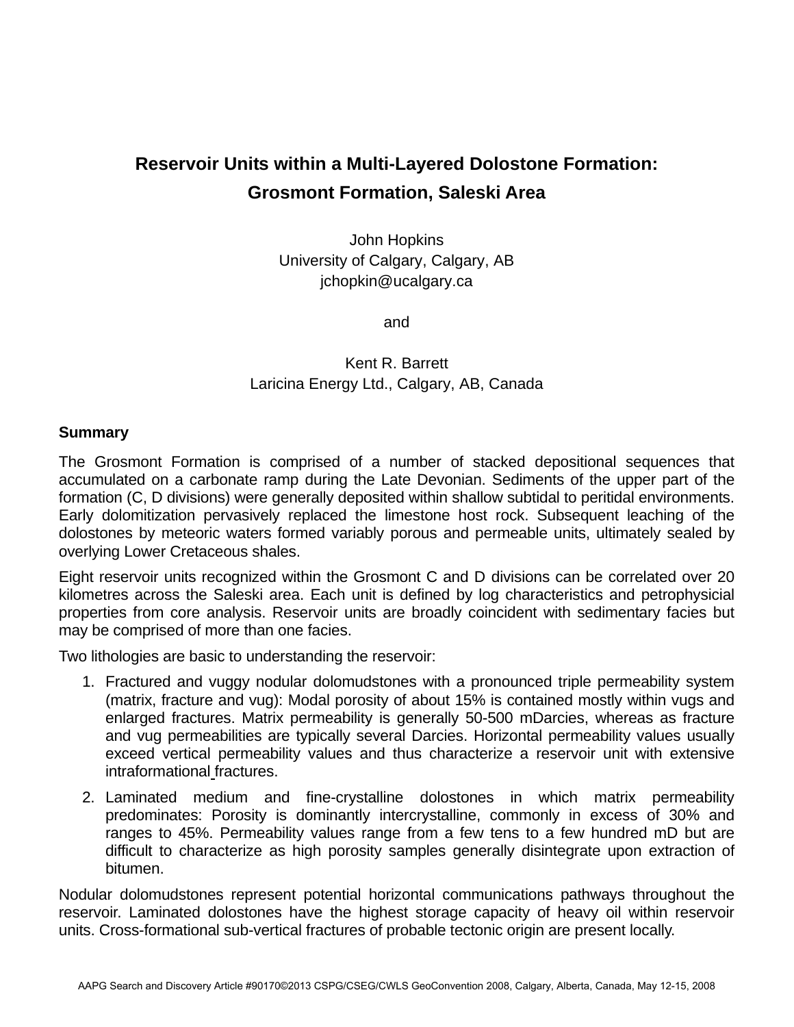# Reservoir Units within a Multi-Layered Dolostone Formation: Grosmont Formation, Saleski Area

John Hopkins
University of Calgary, Calgary, AB
jchopkin@ucalgary.ca

and

Kent R. Barrett
Laricina Energy Ltd., Calgary, AB, Canada

## Summary

The Grosmont Formation is comprised of a number of stacked depositional sequences that accumulated on a carbonate ramp during the Late Devonian. Sediments of the upper part of the formation (C, D divisions) were generally deposited within shallow subtidal to peritidal environments. Early dolomitization pervasively replaced the limestone host rock. Subsequent leaching of the dolostones by meteoric waters formed variably porous and permeable units, ultimately sealed by overlying Lower Cretaceous shales.

Eight reservoir units recognized within the Grosmont C and D divisions can be correlated over 20 kilometres across the Saleski area. Each unit is defined by log characteristics and petrophysicial properties from core analysis. Reservoir units are broadly coincident with sedimentary facies but may be comprised of more than one facies.

Two lithologies are basic to understanding the reservoir:

1. Fractured and vuggy nodular dolomudstones with a pronounced triple permeability system (matrix, fracture and vug): Modal porosity of about 15% is contained mostly within vugs and enlarged fractures. Matrix permeability is generally 50-500 mDarcies, whereas as fracture and vug permeabilities are typically several Darcies. Horizontal permeability values usually exceed vertical permeability values and thus characterize a reservoir unit with extensive intraformational fractures.
2. Laminated medium and fine-crystalline dolostones in which matrix permeability predominates: Porosity is dominantly intercrystalline, commonly in excess of 30% and ranges to 45%. Permeability values range from a few tens to a few hundred mD but are difficult to characterize as high porosity samples generally disintegrate upon extraction of bitumen.

Nodular dolomudstones represent potential horizontal communications pathways throughout the reservoir. Laminated dolostones have the highest storage capacity of heavy oil within reservoir units. Cross-formational sub-vertical fractures of probable tectonic origin are present locally.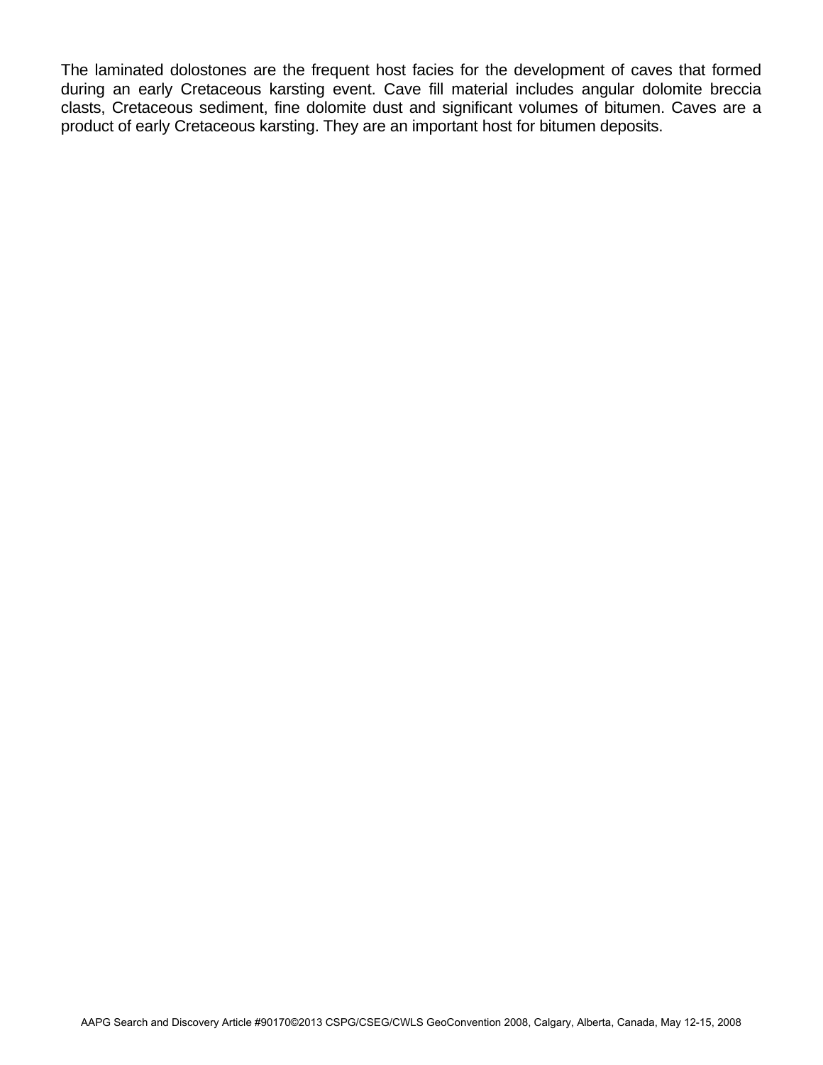The laminated dolostones are the frequent host facies for the development of caves that formed during an early Cretaceous karsting event. Cave fill material includes angular dolomite breccia clasts, Cretaceous sediment, fine dolomite dust and significant volumes of bitumen. Caves are a product of early Cretaceous karsting. They are an important host for bitumen deposits.